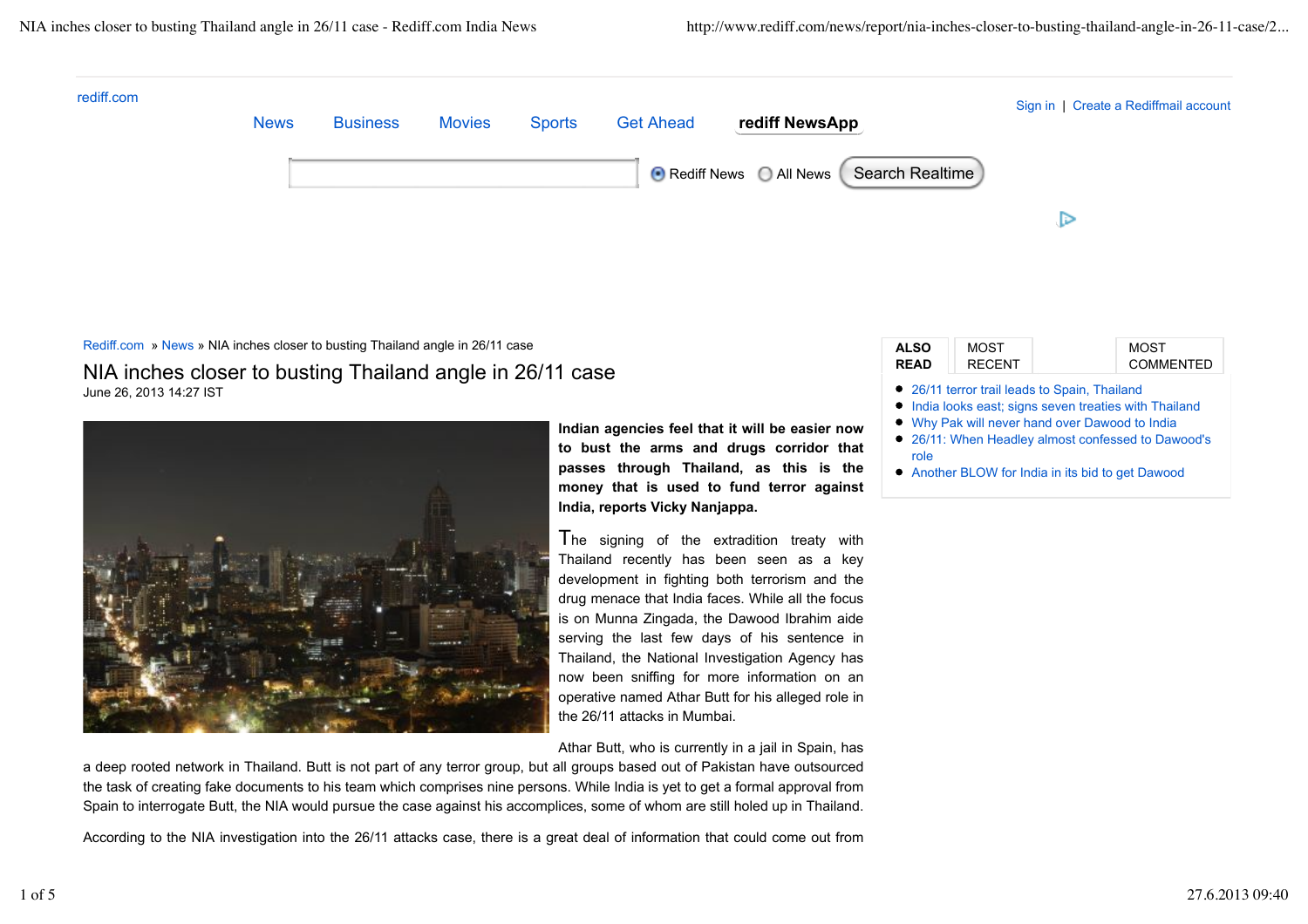rediff.com

News | Business | Movies | Sports | Get Ahead | **rediff NewsApp**

Sign in | Create a Rediffmail account

Rediff News  All News  Search Realtime

Rediff.com » News » NIA inches closer to busting Thailand angle in 26/11 case

# NIA inches closer to busting Thailand angle in 26/11 case

June 26, 2013 14:27 IST

**Indian agencies feel that it will be easier now to bust the arms and drugs corridor that passes through Thailand, as this is the money that is used to fund terror against India, reports Vicky Nanjappa.**

The signing of the extradition treaty with Thailand recently has been seen as a key development in fighting both terrorism and the drug menace that India faces. While all the focus is on Munna Zingada, the Dawood Ibrahim aide serving the last few days of his sentence in Thailand, the National Investigation Agency has now been sniffing for more information on an operative named Athar Butt for his alleged role in the 26/11 attacks in Mumbai.

Athar Butt, who is currently in a jail in Spain, has a deep rooted network in Thailand. Butt is not part of any terror group, but all groups based out of Pakistan have outsourced the task of creating fake documents to his team which comprises nine persons. While India is yet to get a formal approval from Spain to interrogate Butt, the NIA would pursue the case against his accomplices, some of whom are still holed up in Thailand.

According to the NIA investigation into the 26/11 attacks case, there is a great deal of information that could come out from

| ALSO READ | MOST RECENT | MOST COMMENTED |
|---|---|---|

- 26/11 terror trail leads to Spain, Thailand
- India looks east; signs seven treaties with Thailand
- Why Pak will never hand over Dawood to India
- 26/11: When Headley almost confessed to Dawood's role
- Another BLOW for India in its bid to get Dawood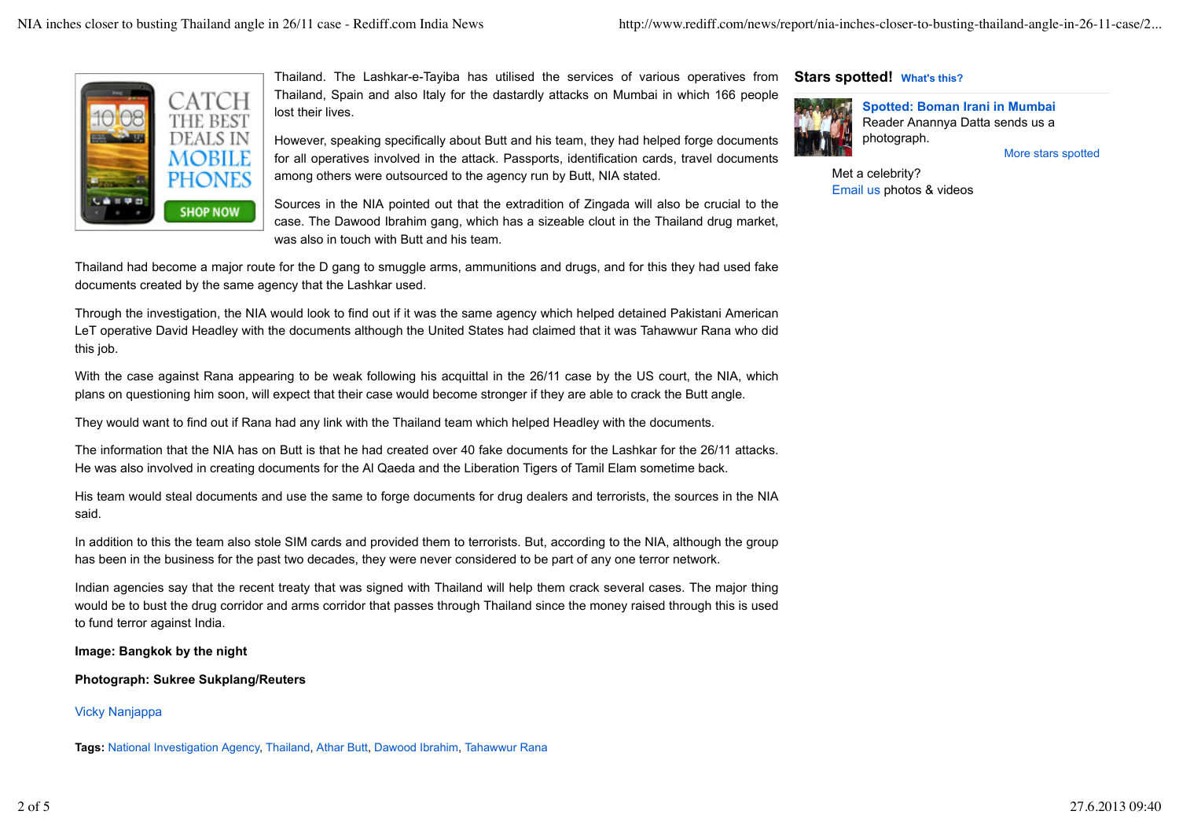Thailand. The Lashkar-e-Tayiba has utilised the services of various operatives from Thailand, Spain and also Italy for the dastardly attacks on Mumbai in which 166 people lost their lives.

However, speaking specifically about Butt and his team, they had helped forge documents for all operatives involved in the attack. Passports, identification cards, travel documents among others were outsourced to the agency run by Butt, NIA stated.

Sources in the NIA pointed out that the extradition of Zingada will also be crucial to the case. The Dawood Ibrahim gang, which has a sizeable clout in the Thailand drug market, was also in touch with Butt and his team.

Thailand had become a major route for the D gang to smuggle arms, ammunitions and drugs, and for this they had used fake documents created by the same agency that the Lashkar used.

Through the investigation, the NIA would look to find out if it was the same agency which helped detained Pakistani American LeT operative David Headley with the documents although the United States had claimed that it was Tahawwur Rana who did this job.

With the case against Rana appearing to be weak following his acquittal in the 26/11 case by the US court, the NIA, which plans on questioning him soon, will expect that their case would become stronger if they are able to crack the Butt angle.

They would want to find out if Rana had any link with the Thailand team which helped Headley with the documents.

The information that the NIA has on Butt is that he had created over 40 fake documents for the Lashkar for the 26/11 attacks. He was also involved in creating documents for the Al Qaeda and the Liberation Tigers of Tamil Elam sometime back.

His team would steal documents and use the same to forge documents for drug dealers and terrorists, the sources in the NIA said.

In addition to this the team also stole SIM cards and provided them to terrorists. But, according to the NIA, although the group has been in the business for the past two decades, they were never considered to be part of any one terror network.

Indian agencies say that the recent treaty that was signed with Thailand will help them crack several cases. The major thing would be to bust the drug corridor and arms corridor that passes through Thailand since the money raised through this is used to fund terror against India.

**Image: Bangkok by the night**

**Photograph: Sukree Sukplang/Reuters**

Vicky Nanjappa

**Tags:** National Investigation Agency, Thailand, Athar Butt, Dawood Ibrahim, Tahawwur Rana